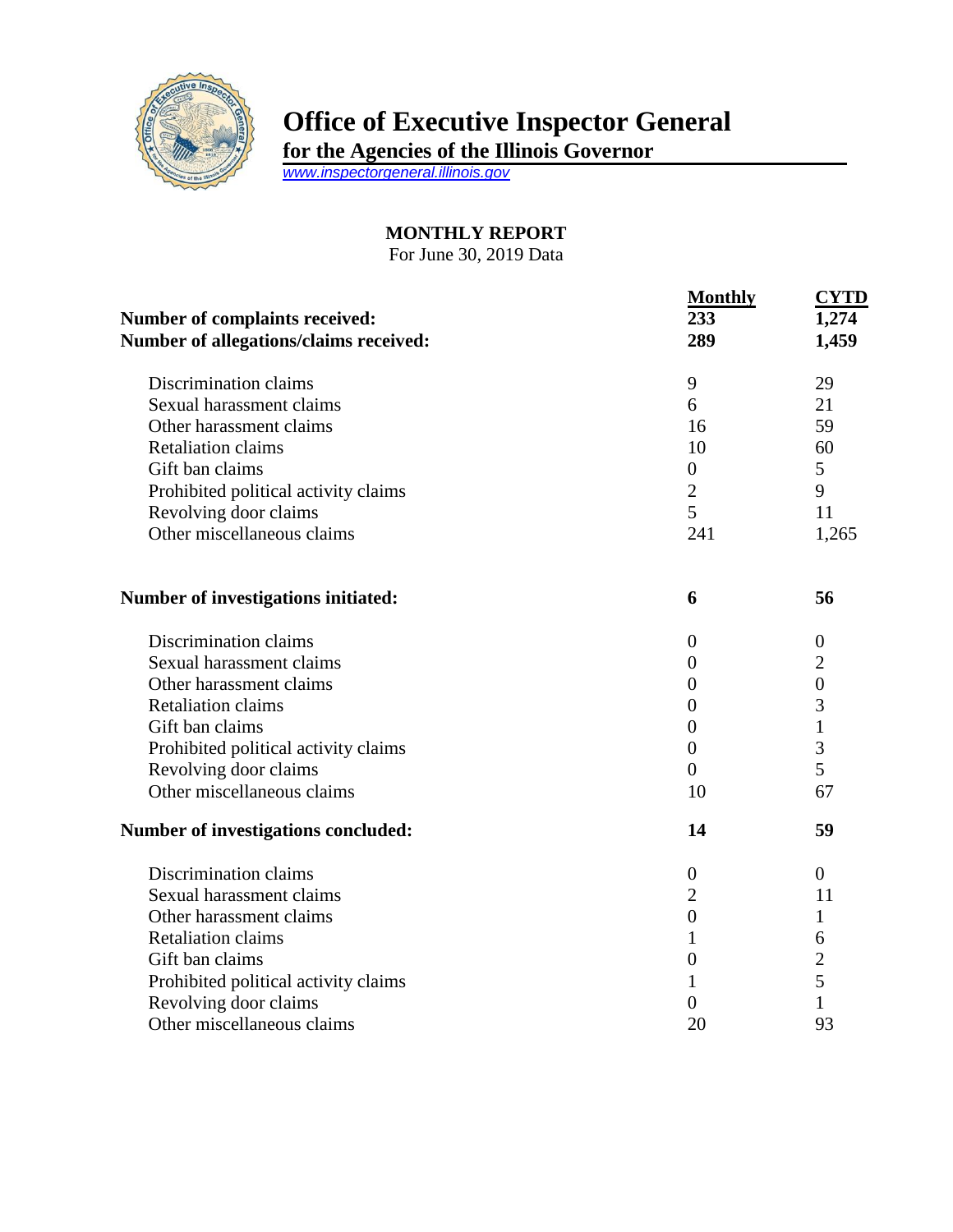# Office of Executive Inspector General

**for the Agencies of the Illinois Governor**

www.inspectorgeneral.illinois.gov

## MONTHLY REPORT

For June 30, 2019 Data

| | Monthly | CYTD |
|---|---|---|
| **Number of complaints received:** | **233** | **1,274** |
| **Number of allegations/claims received:** | **289** | **1,459** |
| Discrimination claims | 9 | 29 |
| Sexual harassment claims | 6 | 21 |
| Other harassment claims | 16 | 59 |
| Retaliation claims | 10 | 60 |
| Gift ban claims | 0 | 5 |
| Prohibited political activity claims | 2 | 9 |
| Revolving door claims | 5 | 11 |
| Other miscellaneous claims | 241 | 1,265 |
| **Number of investigations initiated:** | **6** | **56** |
| Discrimination claims | 0 | 0 |
| Sexual harassment claims | 0 | 2 |
| Other harassment claims | 0 | 0 |
| Retaliation claims | 0 | 3 |
| Gift ban claims | 0 | 1 |
| Prohibited political activity claims | 0 | 3 |
| Revolving door claims | 0 | 5 |
| Other miscellaneous claims | 10 | 67 |
| **Number of investigations concluded:** | **14** | **59** |
| Discrimination claims | 0 | 0 |
| Sexual harassment claims | 2 | 11 |
| Other harassment claims | 0 | 1 |
| Retaliation claims | 1 | 6 |
| Gift ban claims | 0 | 2 |
| Prohibited political activity claims | 1 | 5 |
| Revolving door claims | 0 | 1 |
| Other miscellaneous claims | 20 | 93 |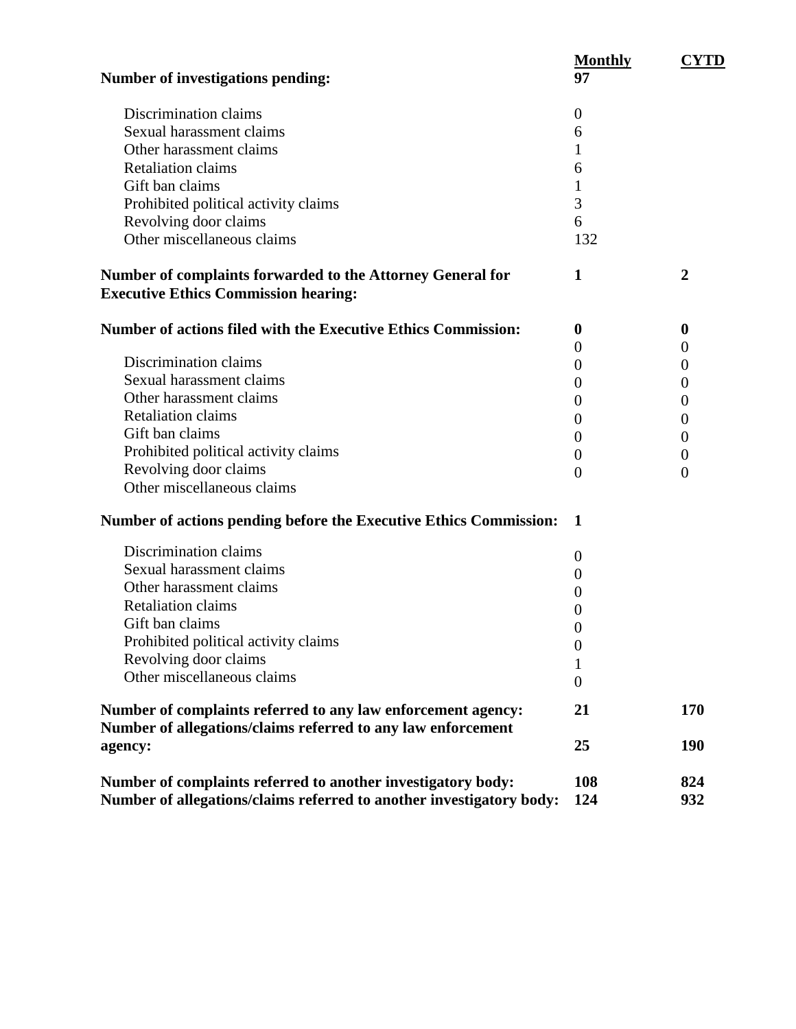| | Monthly | CYTD |
|---|---|---|
| **Number of investigations pending:** | **97** | |
| Discrimination claims | 0 | |
| Sexual harassment claims | 6 | |
| Other harassment claims | 1 | |
| Retaliation claims | 6 | |
| Gift ban claims | 1 | |
| Prohibited political activity claims | 3 | |
| Revolving door claims | 6 | |
| Other miscellaneous claims | 132 | |
| **Number of complaints forwarded to the Attorney General for Executive Ethics Commission hearing:** | **1** | **2** |
| **Number of actions filed with the Executive Ethics Commission:** | **0** | **0** |
| Discrimination claims | 0 | 0 |
| Sexual harassment claims | 0 | 0 |
| Other harassment claims | 0 | 0 |
| Retaliation claims | 0 | 0 |
| Gift ban claims | 0 | 0 |
| Prohibited political activity claims | 0 | 0 |
| Revolving door claims | 0 | 0 |
| Other miscellaneous claims | 0 | 0 |
| **Number of actions pending before the Executive Ethics Commission:** | **1** | |
| Discrimination claims | 0 | |
| Sexual harassment claims | 0 | |
| Other harassment claims | 0 | |
| Retaliation claims | 0 | |
| Gift ban claims | 0 | |
| Prohibited political activity claims | 0 | |
| Revolving door claims | 1 | |
| Other miscellaneous claims | 0 | |
| **Number of complaints referred to any law enforcement agency:** | **21** | **170** |
| **Number of allegations/claims referred to any law enforcement agency:** | **25** | **190** |
| **Number of complaints referred to another investigatory body:** | **108** | **824** |
| **Number of allegations/claims referred to another investigatory body:** | **124** | **932** |